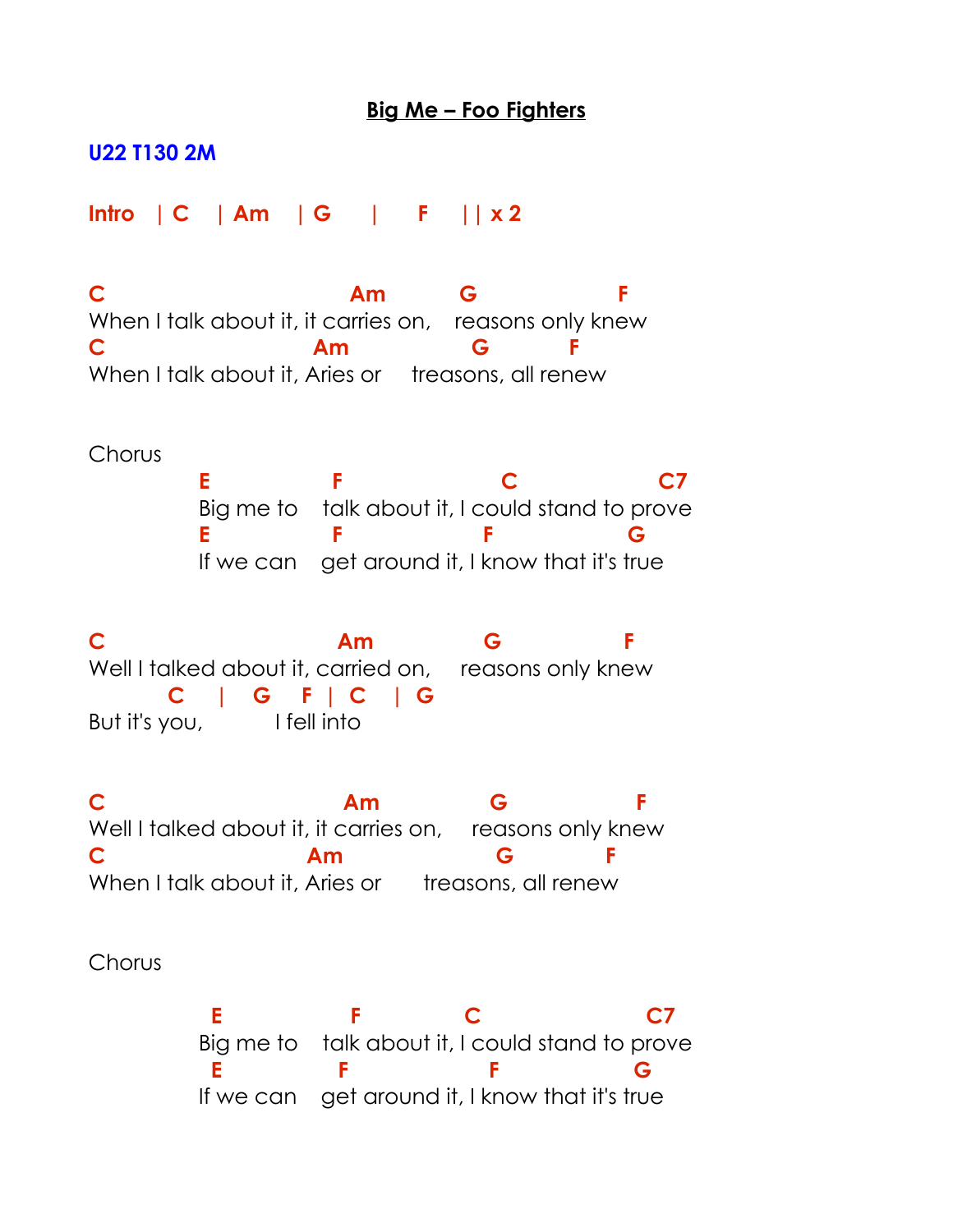# Big Me – Foo Fighters

**U22 T130 2M**

**Intro | C | Am | G | F || x 2**

```
C                          Am         G              F
When I talk about it, it carries on,   reasons only knew
C                        Am          G        F
When I talk about it, Aries or     treasons, all renew
```

Chorus

```
           E            F              C              C7
           Big me to    talk about it, I could stand to prove
           E            F              F              G
           If we can    get around it, I know that it's true
```

```
C                        Am           G             F
Well I talked about it, carried on,    reasons only knew
        C    |   G   F  |  C   |  G
But it's you,          I fell into
```

```
C                          Am          G             F
Well I talked about it, it carries on,    reasons only knew
C                       Am             G          F
When I talk about it, Aries or       treasons, all renew
```

Chorus

```
            E            F          C               C7
           Big me to    talk about it, I could stand to prove
            E             F             F              G
           If we can    get around it, I know that it's true
```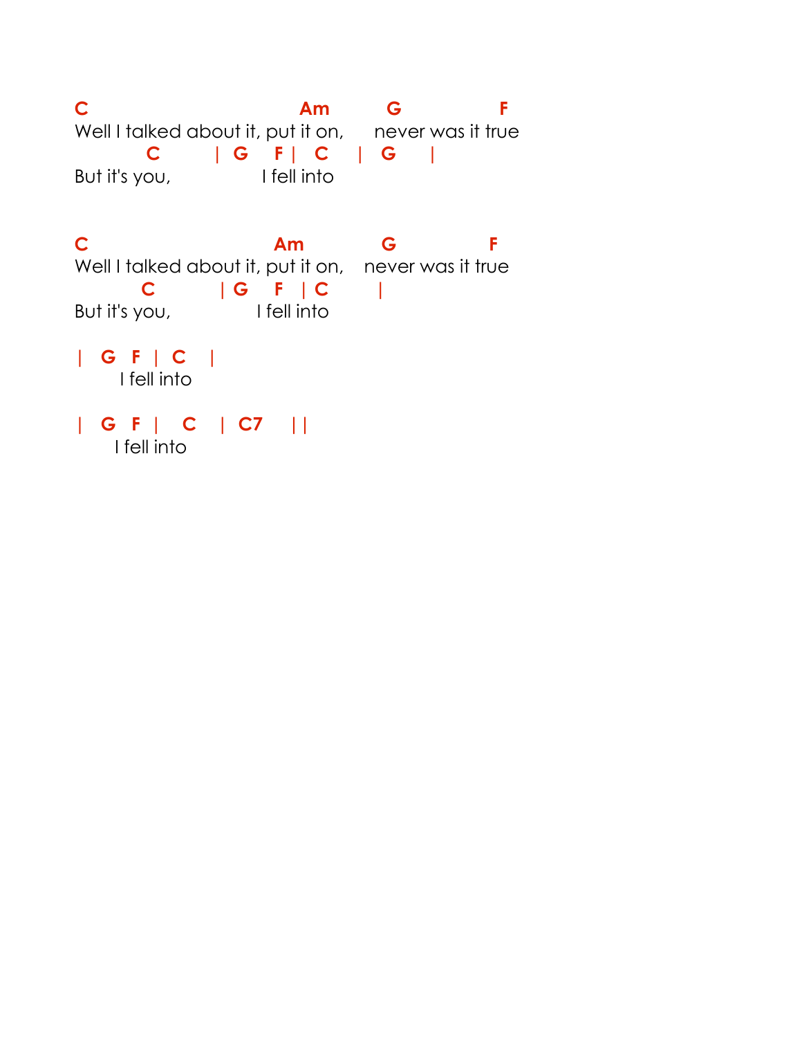```
C                              Am         G              F
Well I talked about it, put it on,      never was it true
           C          |  G    F |   C    |   G     |
But it's you,                  I fell into


C                            Am           G              F
Well I talked about it, put it on,    never was it true
          C           | G    F  | C        |
But it's you,                 I fell into

|   G   F  |  C    |
        I fell into

|   G   F |    C    |  C7     ||
       I fell into
```